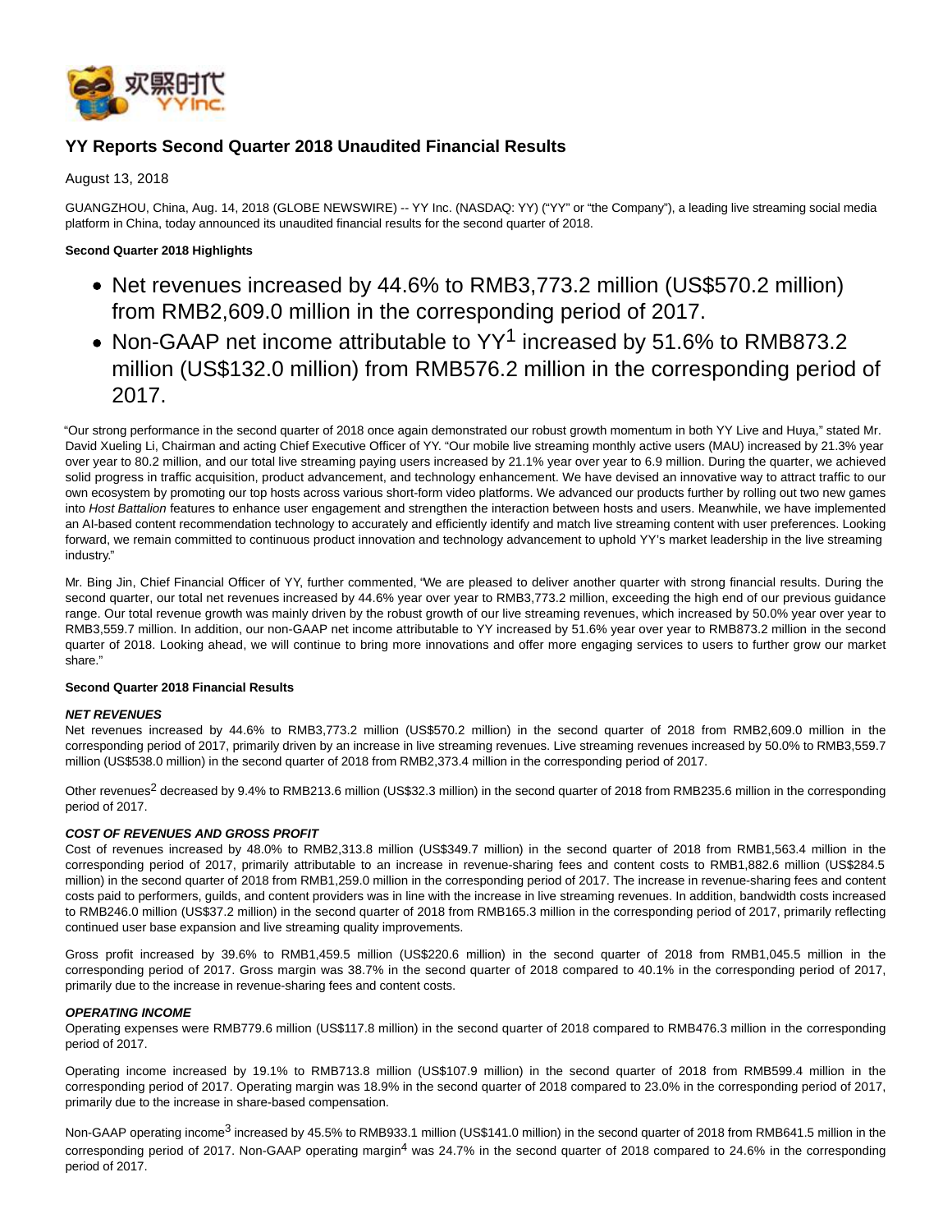# YY Reports Second Quarter 2018 Unaudited Financial Results

August 13, 2018

GUANGZHOU, China, Aug. 14, 2018 (GLOBE NEWSWIRE) -- YY Inc. (NASDAQ: YY) ("YY" or "the Company"), a leading live streaming social media platform in China, today announced its unaudited financial results for the second quarter of 2018.

**Second Quarter 2018 Highlights**

- Net revenues increased by 44.6% to RMB3,773.2 million (US$570.2 million) from RMB2,609.0 million in the corresponding period of 2017.
- Non-GAAP net income attributable to YY[1] increased by 51.6% to RMB873.2 million (US$132.0 million) from RMB576.2 million in the corresponding period of 2017.

"Our strong performance in the second quarter of 2018 once again demonstrated our robust growth momentum in both YY Live and Huya," stated Mr. David Xueling Li, Chairman and acting Chief Executive Officer of YY. "Our mobile live streaming monthly active users (MAU) increased by 21.3% year over year to 80.2 million, and our total live streaming paying users increased by 21.1% year over year to 6.9 million. During the quarter, we achieved solid progress in traffic acquisition, product advancement, and technology enhancement. We have devised an innovative way to attract traffic to our own ecosystem by promoting our top hosts across various short-form video platforms. We advanced our products further by rolling out two new games into *Host Battalion* features to enhance user engagement and strengthen the interaction between hosts and users. Meanwhile, we have implemented an AI-based content recommendation technology to accurately and efficiently identify and match live streaming content with user preferences. Looking forward, we remain committed to continuous product innovation and technology advancement to uphold YY's market leadership in the live streaming industry."

Mr. Bing Jin, Chief Financial Officer of YY, further commented, "We are pleased to deliver another quarter with strong financial results. During the second quarter, our total net revenues increased by 44.6% year over year to RMB3,773.2 million, exceeding the high end of our previous guidance range. Our total revenue growth was mainly driven by the robust growth of our live streaming revenues, which increased by 50.0% year over year to RMB3,559.7 million. In addition, our non-GAAP net income attributable to YY increased by 51.6% year over year to RMB873.2 million in the second quarter of 2018. Looking ahead, we will continue to bring more innovations and offer more engaging services to users to further grow our market share."

**Second Quarter 2018 Financial Results**

***NET REVENUES***

Net revenues increased by 44.6% to RMB3,773.2 million (US$570.2 million) in the second quarter of 2018 from RMB2,609.0 million in the corresponding period of 2017, primarily driven by an increase in live streaming revenues. Live streaming revenues increased by 50.0% to RMB3,559.7 million (US$538.0 million) in the second quarter of 2018 from RMB2,373.4 million in the corresponding period of 2017.

Other revenues[2] decreased by 9.4% to RMB213.6 million (US$32.3 million) in the second quarter of 2018 from RMB235.6 million in the corresponding period of 2017.

***COST OF REVENUES AND GROSS PROFIT***

Cost of revenues increased by 48.0% to RMB2,313.8 million (US$349.7 million) in the second quarter of 2018 from RMB1,563.4 million in the corresponding period of 2017, primarily attributable to an increase in revenue-sharing fees and content costs to RMB1,882.6 million (US$284.5 million) in the second quarter of 2018 from RMB1,259.0 million in the corresponding period of 2017. The increase in revenue-sharing fees and content costs paid to performers, guilds, and content providers was in line with the increase in live streaming revenues. In addition, bandwidth costs increased to RMB246.0 million (US$37.2 million) in the second quarter of 2018 from RMB165.3 million in the corresponding period of 2017, primarily reflecting continued user base expansion and live streaming quality improvements.

Gross profit increased by 39.6% to RMB1,459.5 million (US$220.6 million) in the second quarter of 2018 from RMB1,045.5 million in the corresponding period of 2017. Gross margin was 38.7% in the second quarter of 2018 compared to 40.1% in the corresponding period of 2017, primarily due to the increase in revenue-sharing fees and content costs.

***OPERATING INCOME***

Operating expenses were RMB779.6 million (US$117.8 million) in the second quarter of 2018 compared to RMB476.3 million in the corresponding period of 2017.

Operating income increased by 19.1% to RMB713.8 million (US$107.9 million) in the second quarter of 2018 from RMB599.4 million in the corresponding period of 2017. Operating margin was 18.9% in the second quarter of 2018 compared to 23.0% in the corresponding period of 2017, primarily due to the increase in share-based compensation.

Non-GAAP operating income[3] increased by 45.5% to RMB933.1 million (US$141.0 million) in the second quarter of 2018 from RMB641.5 million in the corresponding period of 2017. Non-GAAP operating margin[4] was 24.7% in the second quarter of 2018 compared to 24.6% in the corresponding period of 2017.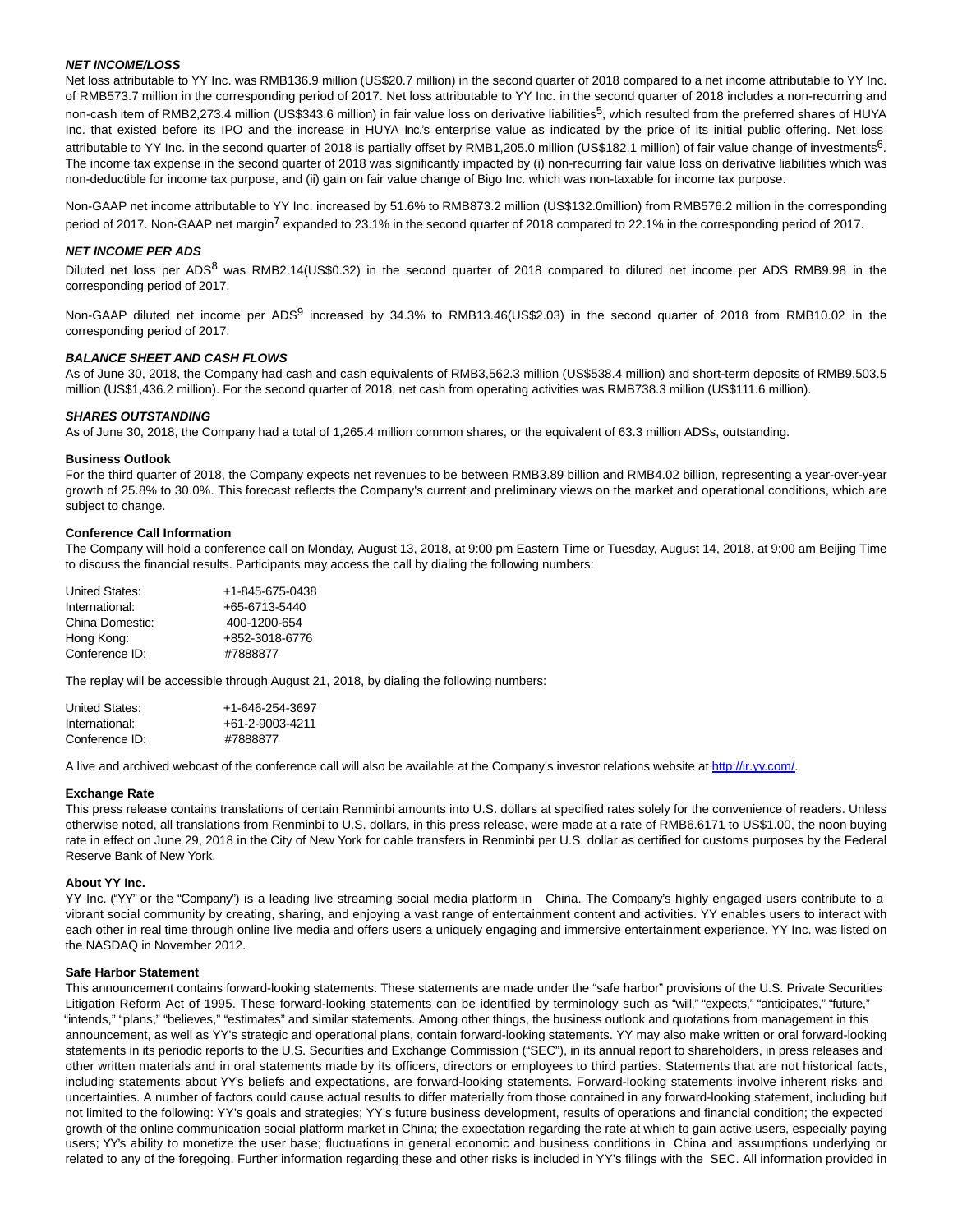***NET INCOME/LOSS***

Net loss attributable to YY Inc. was RMB136.9 million (US$20.7 million) in the second quarter of 2018 compared to a net income attributable to YY Inc. of RMB573.7 million in the corresponding period of 2017. Net loss attributable to YY Inc. in the second quarter of 2018 includes a non-recurring and non-cash item of RMB2,273.4 million (US$343.6 million) in fair value loss on derivative liabilities[5], which resulted from the preferred shares of HUYA Inc. that existed before its IPO and the increase in HUYA Inc.'s enterprise value as indicated by the price of its initial public offering. Net loss attributable to YY Inc. in the second quarter of 2018 is partially offset by RMB1,205.0 million (US$182.1 million) of fair value change of investments[6]. The income tax expense in the second quarter of 2018 was significantly impacted by (i) non-recurring fair value loss on derivative liabilities which was non-deductible for income tax purpose, and (ii) gain on fair value change of Bigo Inc. which was non-taxable for income tax purpose.

Non-GAAP net income attributable to YY Inc. increased by 51.6% to RMB873.2 million (US$132.0million) from RMB576.2 million in the corresponding period of 2017. Non-GAAP net margin[7] expanded to 23.1% in the second quarter of 2018 compared to 22.1% in the corresponding period of 2017.

***NET INCOME PER ADS***

Diluted net loss per ADS[8] was RMB2.14(US$0.32) in the second quarter of 2018 compared to diluted net income per ADS RMB9.98 in the corresponding period of 2017.

Non-GAAP diluted net income per ADS[9] increased by 34.3% to RMB13.46(US$2.03) in the second quarter of 2018 from RMB10.02 in the corresponding period of 2017.

***BALANCE SHEET AND CASH FLOWS***

As of June 30, 2018, the Company had cash and cash equivalents of RMB3,562.3 million (US$538.4 million) and short-term deposits of RMB9,503.5 million (US$1,436.2 million). For the second quarter of 2018, net cash from operating activities was RMB738.3 million (US$111.6 million).

***SHARES OUTSTANDING***

As of June 30, 2018, the Company had a total of 1,265.4 million common shares, or the equivalent of 63.3 million ADSs, outstanding.

**Business Outlook**

For the third quarter of 2018, the Company expects net revenues to be between RMB3.89 billion and RMB4.02 billion, representing a year-over-year growth of 25.8% to 30.0%. This forecast reflects the Company's current and preliminary views on the market and operational conditions, which are subject to change.

**Conference Call Information**

The Company will hold a conference call on Monday, August 13, 2018, at 9:00 pm Eastern Time or Tuesday, August 14, 2018, at 9:00 am Beijing Time to discuss the financial results. Participants may access the call by dialing the following numbers:

| | |
|---|---|
| United States: | +1-845-675-0438 |
| International: | +65-6713-5440 |
| China Domestic: | 400-1200-654 |
| Hong Kong: | +852-3018-6776 |
| Conference ID: | #7888877 |

The replay will be accessible through August 21, 2018, by dialing the following numbers:

| | |
|---|---|
| United States: | +1-646-254-3697 |
| International: | +61-2-9003-4211 |
| Conference ID: | #7888877 |

A live and archived webcast of the conference call will also be available at the Company's investor relations website at http://ir.yy.com/.

**Exchange Rate**

This press release contains translations of certain Renminbi amounts into U.S. dollars at specified rates solely for the convenience of readers. Unless otherwise noted, all translations from Renminbi to U.S. dollars, in this press release, were made at a rate of RMB6.6171 to US$1.00, the noon buying rate in effect on June 29, 2018 in the City of New York for cable transfers in Renminbi per U.S. dollar as certified for customs purposes by the Federal Reserve Bank of New York.

**About YY Inc.**

YY Inc. ("YY" or the "Company") is a leading live streaming social media platform in China. The Company's highly engaged users contribute to a vibrant social community by creating, sharing, and enjoying a vast range of entertainment content and activities. YY enables users to interact with each other in real time through online live media and offers users a uniquely engaging and immersive entertainment experience. YY Inc. was listed on the NASDAQ in November 2012.

**Safe Harbor Statement**

This announcement contains forward-looking statements. These statements are made under the "safe harbor" provisions of the U.S. Private Securities Litigation Reform Act of 1995. These forward-looking statements can be identified by terminology such as "will," "expects," "anticipates," "future," "intends," "plans," "believes," "estimates" and similar statements. Among other things, the business outlook and quotations from management in this announcement, as well as YY's strategic and operational plans, contain forward-looking statements. YY may also make written or oral forward-looking statements in its periodic reports to the U.S. Securities and Exchange Commission ("SEC"), in its annual report to shareholders, in press releases and other written materials and in oral statements made by its officers, directors or employees to third parties. Statements that are not historical facts, including statements about YY's beliefs and expectations, are forward-looking statements. Forward-looking statements involve inherent risks and uncertainties. A number of factors could cause actual results to differ materially from those contained in any forward-looking statement, including but not limited to the following: YY's goals and strategies; YY's future business development, results of operations and financial condition; the expected growth of the online communication social platform market in China; the expectation regarding the rate at which to gain active users, especially paying users; YY's ability to monetize the user base; fluctuations in general economic and business conditions in China and assumptions underlying or related to any of the foregoing. Further information regarding these and other risks is included in YY's filings with the SEC. All information provided in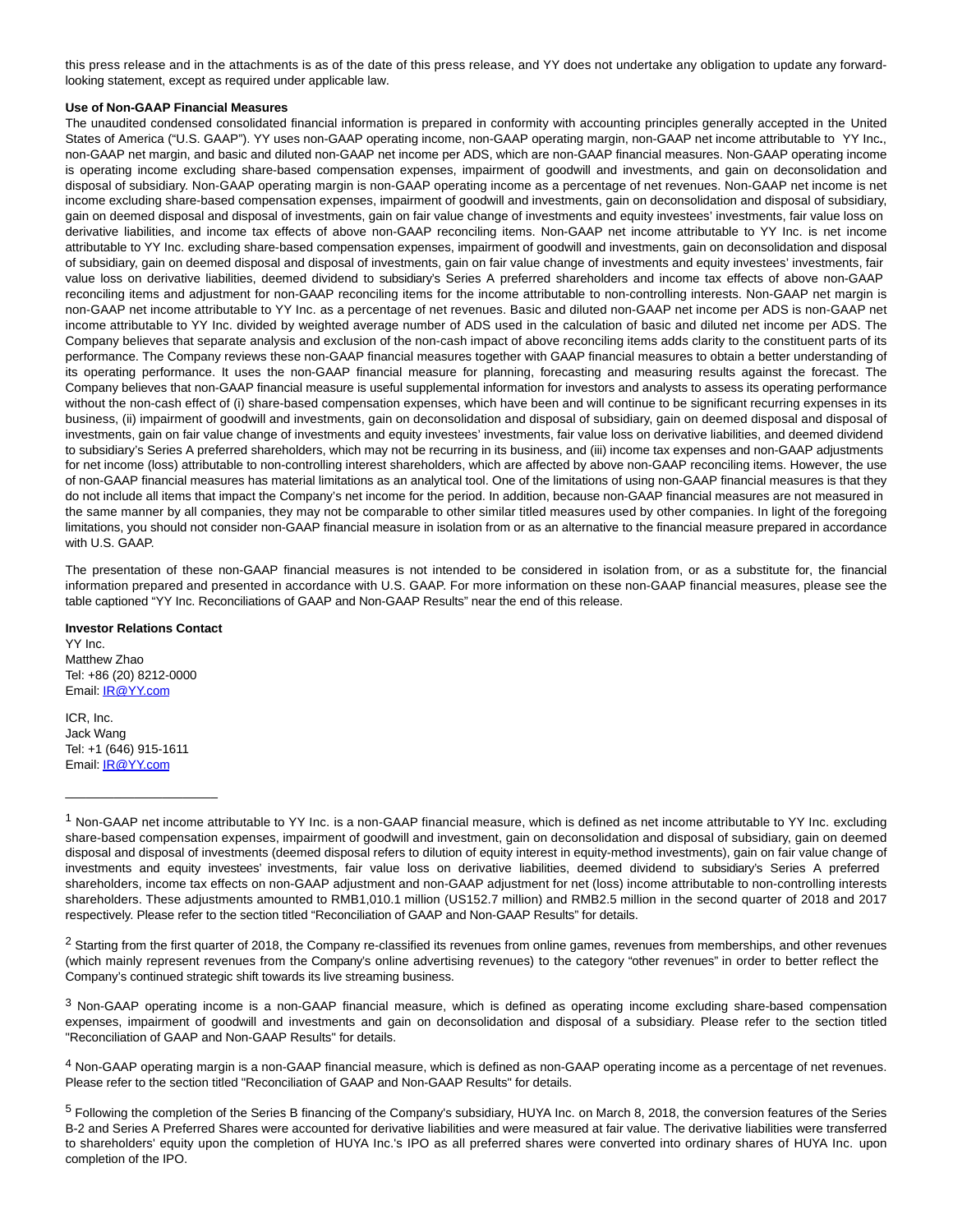this press release and in the attachments is as of the date of this press release, and YY does not undertake any obligation to update any forward-looking statement, except as required under applicable law.

**Use of Non-GAAP Financial Measures**

The unaudited condensed consolidated financial information is prepared in conformity with accounting principles generally accepted in the United States of America ("U.S. GAAP"). YY uses non-GAAP operating income, non-GAAP operating margin, non-GAAP net income attributable to YY Inc**.**, non-GAAP net margin, and basic and diluted non-GAAP net income per ADS, which are non-GAAP financial measures. Non-GAAP operating income is operating income excluding share-based compensation expenses, impairment of goodwill and investments, and gain on deconsolidation and disposal of subsidiary. Non-GAAP operating margin is non-GAAP operating income as a percentage of net revenues. Non-GAAP net income is net income excluding share-based compensation expenses, impairment of goodwill and investments, gain on deconsolidation and disposal of subsidiary, gain on deemed disposal and disposal of investments, gain on fair value change of investments and equity investees' investments, fair value loss on derivative liabilities, and income tax effects of above non-GAAP reconciling items. Non-GAAP net income attributable to YY Inc. is net income attributable to YY Inc. excluding share-based compensation expenses, impairment of goodwill and investments, gain on deconsolidation and disposal of subsidiary, gain on deemed disposal and disposal of investments, gain on fair value change of investments and equity investees' investments, fair value loss on derivative liabilities, deemed dividend to subsidiary's Series A preferred shareholders and income tax effects of above non-GAAP reconciling items and adjustment for non-GAAP reconciling items for the income attributable to non-controlling interests. Non-GAAP net margin is non-GAAP net income attributable to YY Inc. as a percentage of net revenues. Basic and diluted non-GAAP net income per ADS is non-GAAP net income attributable to YY Inc. divided by weighted average number of ADS used in the calculation of basic and diluted net income per ADS. The Company believes that separate analysis and exclusion of the non-cash impact of above reconciling items adds clarity to the constituent parts of its performance. The Company reviews these non-GAAP financial measures together with GAAP financial measures to obtain a better understanding of its operating performance. It uses the non-GAAP financial measure for planning, forecasting and measuring results against the forecast. The Company believes that non-GAAP financial measure is useful supplemental information for investors and analysts to assess its operating performance without the non-cash effect of (i) share-based compensation expenses, which have been and will continue to be significant recurring expenses in its business, (ii) impairment of goodwill and investments, gain on deconsolidation and disposal of subsidiary, gain on deemed disposal and disposal of investments, gain on fair value change of investments and equity investees' investments, fair value loss on derivative liabilities, and deemed dividend to subsidiary's Series A preferred shareholders, which may not be recurring in its business, and (iii) income tax expenses and non-GAAP adjustments for net income (loss) attributable to non-controlling interest shareholders, which are affected by above non-GAAP reconciling items. However, the use of non-GAAP financial measures has material limitations as an analytical tool. One of the limitations of using non-GAAP financial measures is that they do not include all items that impact the Company's net income for the period. In addition, because non-GAAP financial measures are not measured in the same manner by all companies, they may not be comparable to other similar titled measures used by other companies. In light of the foregoing limitations, you should not consider non-GAAP financial measure in isolation from or as an alternative to the financial measure prepared in accordance with U.S. GAAP.

The presentation of these non-GAAP financial measures is not intended to be considered in isolation from, or as a substitute for, the financial information prepared and presented in accordance with U.S. GAAP. For more information on these non-GAAP financial measures, please see the table captioned "YY Inc. Reconciliations of GAAP and Non-GAAP Results" near the end of this release.

**Investor Relations Contact**

YY Inc.
Matthew Zhao
Tel: +86 (20) 8212-0000
Email: IR@YY.com

ICR, Inc.
Jack Wang
Tel: +1 (646) 915-1611
Email: IR@YY.com

---

[1] Non-GAAP net income attributable to YY Inc. is a non-GAAP financial measure, which is defined as net income attributable to YY Inc. excluding share-based compensation expenses, impairment of goodwill and investment, gain on deconsolidation and disposal of subsidiary, gain on deemed disposal and disposal of investments (deemed disposal refers to dilution of equity interest in equity-method investments), gain on fair value change of investments and equity investees' investments, fair value loss on derivative liabilities, deemed dividend to subsidiary's Series A preferred shareholders, income tax effects on non-GAAP adjustment and non-GAAP adjustment for net (loss) income attributable to non-controlling interests shareholders. These adjustments amounted to RMB1,010.1 million (US152.7 million) and RMB2.5 million in the second quarter of 2018 and 2017 respectively. Please refer to the section titled "Reconciliation of GAAP and Non-GAAP Results" for details.

[2] Starting from the first quarter of 2018, the Company re-classified its revenues from online games, revenues from memberships, and other revenues (which mainly represent revenues from the Company's online advertising revenues) to the category "other revenues" in order to better reflect the Company's continued strategic shift towards its live streaming business.

[3] Non-GAAP operating income is a non-GAAP financial measure, which is defined as operating income excluding share-based compensation expenses, impairment of goodwill and investments and gain on deconsolidation and disposal of a subsidiary. Please refer to the section titled "Reconciliation of GAAP and Non-GAAP Results" for details.

[4] Non-GAAP operating margin is a non-GAAP financial measure, which is defined as non-GAAP operating income as a percentage of net revenues. Please refer to the section titled "Reconciliation of GAAP and Non-GAAP Results" for details.

[5] Following the completion of the Series B financing of the Company's subsidiary, HUYA Inc. on March 8, 2018, the conversion features of the Series B-2 and Series A Preferred Shares were accounted for derivative liabilities and were measured at fair value. The derivative liabilities were transferred to shareholders' equity upon the completion of HUYA Inc.'s IPO as all preferred shares were converted into ordinary shares of HUYA Inc. upon completion of the IPO.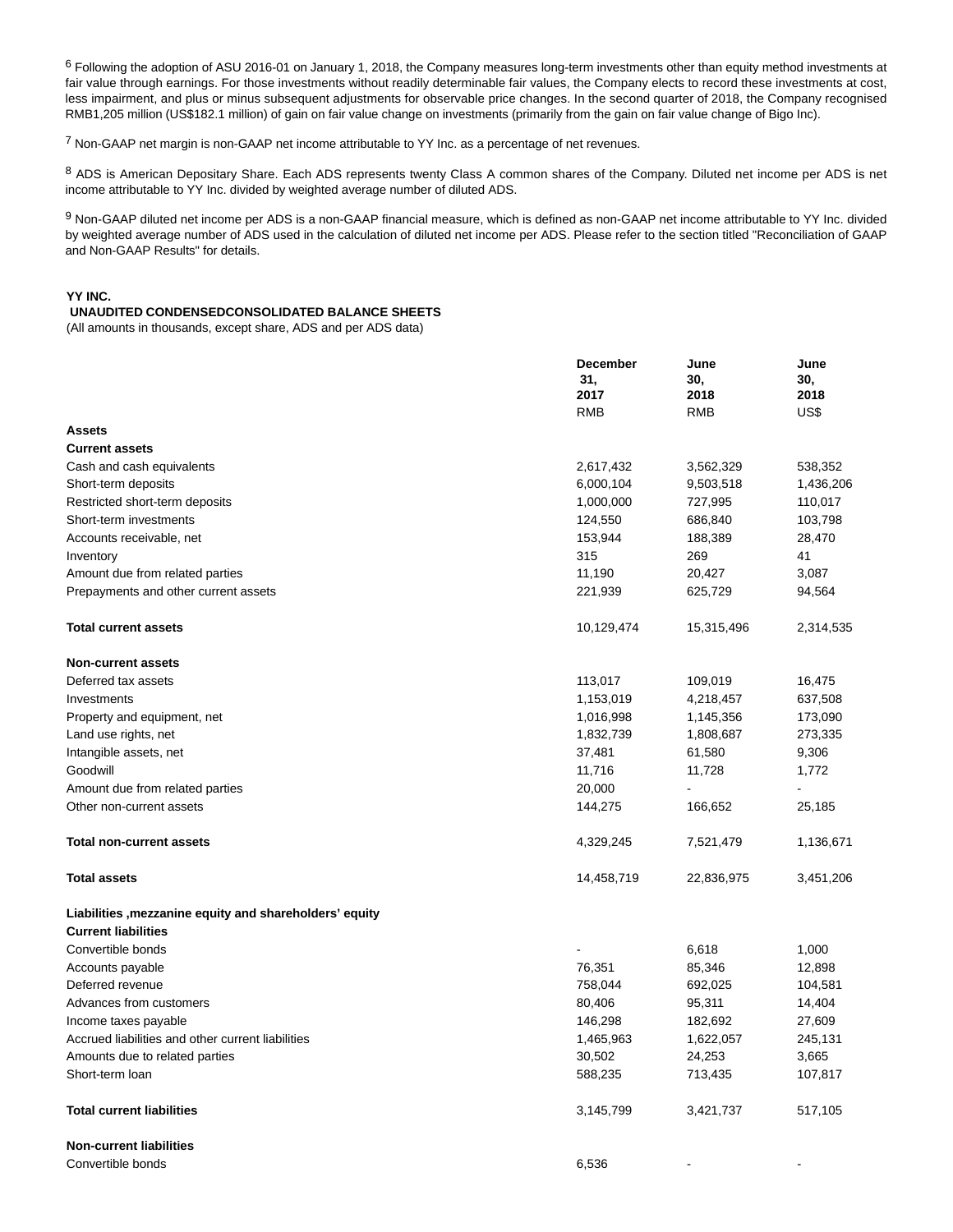[6] Following the adoption of ASU 2016-01 on January 1, 2018, the Company measures long-term investments other than equity method investments at fair value through earnings. For those investments without readily determinable fair values, the Company elects to record these investments at cost, less impairment, and plus or minus subsequent adjustments for observable price changes. In the second quarter of 2018, the Company recognised RMB1,205 million (US$182.1 million) of gain on fair value change on investments (primarily from the gain on fair value change of Bigo Inc).

[7] Non-GAAP net margin is non-GAAP net income attributable to YY Inc. as a percentage of net revenues.

[8] ADS is American Depositary Share. Each ADS represents twenty Class A common shares of the Company. Diluted net income per ADS is net income attributable to YY Inc. divided by weighted average number of diluted ADS.

[9] Non-GAAP diluted net income per ADS is a non-GAAP financial measure, which is defined as non-GAAP net income attributable to YY Inc. divided by weighted average number of ADS used in the calculation of diluted net income per ADS. Please refer to the section titled "Reconciliation of GAAP and Non-GAAP Results" for details.

**YY INC.**
**UNAUDITED CONDENSEDCONSOLIDATED BALANCE SHEETS**
(All amounts in thousands, except share, ADS and per ADS data)

| | December 31, 2017 | June 30, 2018 | June 30, 2018 |
|---|---|---|---|
| | RMB | RMB | US$ |
| **Assets** | | | |
| **Current assets** | | | |
| Cash and cash equivalents | 2,617,432 | 3,562,329 | 538,352 |
| Short-term deposits | 6,000,104 | 9,503,518 | 1,436,206 |
| Restricted short-term deposits | 1,000,000 | 727,995 | 110,017 |
| Short-term investments | 124,550 | 686,840 | 103,798 |
| Accounts receivable, net | 153,944 | 188,389 | 28,470 |
| Inventory | 315 | 269 | 41 |
| Amount due from related parties | 11,190 | 20,427 | 3,087 |
| Prepayments and other current assets | 221,939 | 625,729 | 94,564 |
| **Total current assets** | 10,129,474 | 15,315,496 | 2,314,535 |
| **Non-current assets** | | | |
| Deferred tax assets | 113,017 | 109,019 | 16,475 |
| Investments | 1,153,019 | 4,218,457 | 637,508 |
| Property and equipment, net | 1,016,998 | 1,145,356 | 173,090 |
| Land use rights, net | 1,832,739 | 1,808,687 | 273,335 |
| Intangible assets, net | 37,481 | 61,580 | 9,306 |
| Goodwill | 11,716 | 11,728 | 1,772 |
| Amount due from related parties | 20,000 | - | - |
| Other non-current assets | 144,275 | 166,652 | 25,185 |
| **Total non-current assets** | 4,329,245 | 7,521,479 | 1,136,671 |
| **Total assets** | 14,458,719 | 22,836,975 | 3,451,206 |
| **Liabilities ,mezzanine equity and shareholders' equity** | | | |
| **Current liabilities** | | | |
| Convertible bonds | - | 6,618 | 1,000 |
| Accounts payable | 76,351 | 85,346 | 12,898 |
| Deferred revenue | 758,044 | 692,025 | 104,581 |
| Advances from customers | 80,406 | 95,311 | 14,404 |
| Income taxes payable | 146,298 | 182,692 | 27,609 |
| Accrued liabilities and other current liabilities | 1,465,963 | 1,622,057 | 245,131 |
| Amounts due to related parties | 30,502 | 24,253 | 3,665 |
| Short-term loan | 588,235 | 713,435 | 107,817 |
| **Total current liabilities** | 3,145,799 | 3,421,737 | 517,105 |
| **Non-current liabilities** | | | |
| Convertible bonds | 6,536 | - | - |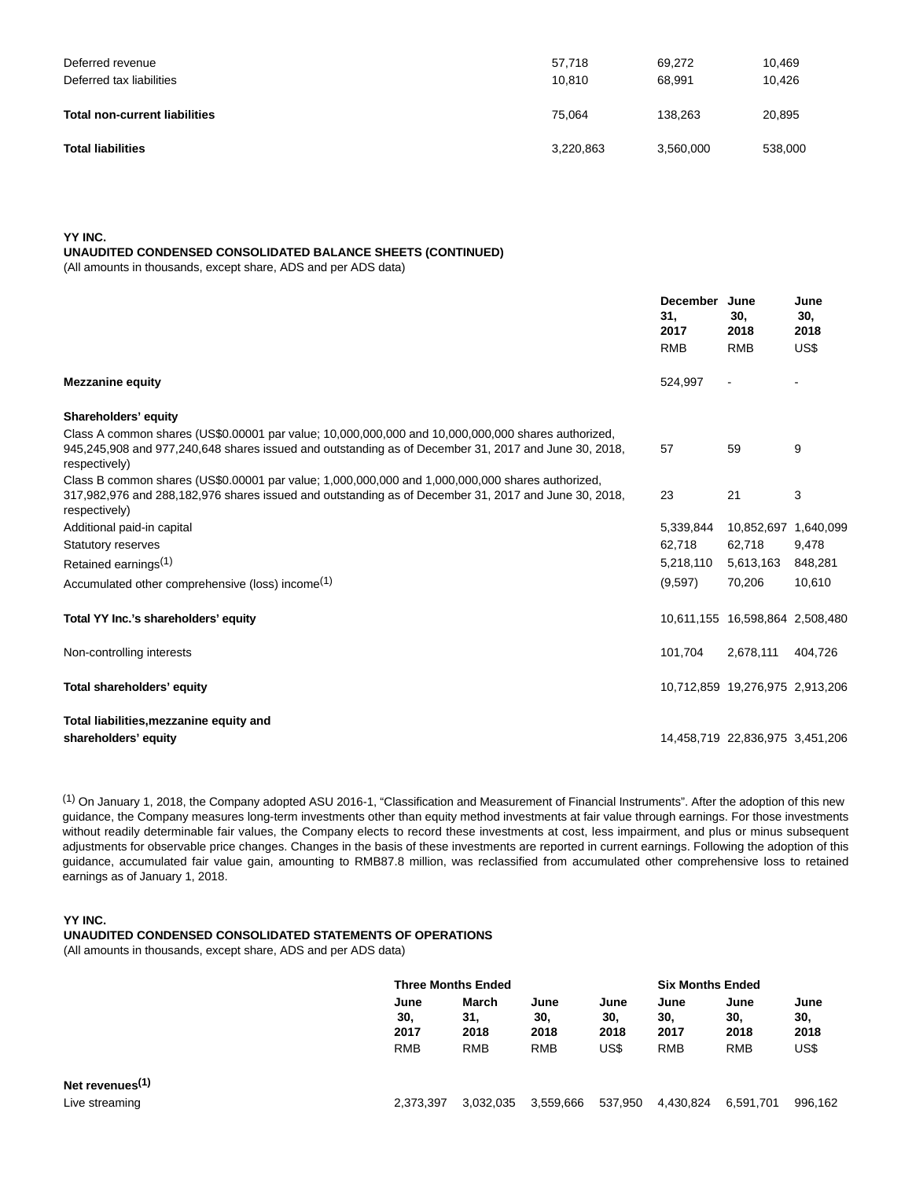| | | | |
|---|---|---|---|
| Deferred revenue | 57,718 | 69,272 | 10,469 |
| Deferred tax liabilities | 10,810 | 68,991 | 10,426 |
| **Total non-current liabilities** | 75,064 | 138,263 | 20,895 |
| **Total liabilities** | 3,220,863 | 3,560,000 | 538,000 |

**YY INC.**

**UNAUDITED CONDENSED CONSOLIDATED BALANCE SHEETS (CONTINUED)**

(All amounts in thousands, except share, ADS and per ADS data)

| | December 31, 2017 | June 30, 2018 | June 30, 2018 |
|---|---|---|---|
| | RMB | RMB | US$ |
| **Mezzanine equity** | 524,997 | - | - |
| **Shareholders' equity** | | | |
| Class A common shares (US$0.00001 par value; 10,000,000,000 and 10,000,000,000 shares authorized, 945,245,908 and 977,240,648 shares issued and outstanding as of December 31, 2017 and June 30, 2018, respectively) | 57 | 59 | 9 |
| Class B common shares (US$0.00001 par value; 1,000,000,000 and 1,000,000,000 shares authorized, 317,982,976 and 288,182,976 shares issued and outstanding as of December 31, 2017 and June 30, 2018, respectively) | 23 | 21 | 3 |
| Additional paid-in capital | 5,339,844 | 10,852,697 | 1,640,099 |
| Statutory reserves | 62,718 | 62,718 | 9,478 |
| Retained earnings[1] | 5,218,110 | 5,613,163 | 848,281 |
| Accumulated other comprehensive (loss) income[1] | (9,597) | 70,206 | 10,610 |
| **Total YY Inc.'s shareholders' equity** | 10,611,155 | 16,598,864 | 2,508,480 |
| Non-controlling interests | 101,704 | 2,678,111 | 404,726 |
| **Total shareholders' equity** | 10,712,859 | 19,276,975 | 2,913,206 |
| **Total liabilities, mezzanine equity and shareholders' equity** | 14,458,719 | 22,836,975 | 3,451,206 |

[1] On January 1, 2018, the Company adopted ASU 2016-1, "Classification and Measurement of Financial Instruments". After the adoption of this new guidance, the Company measures long-term investments other than equity method investments at fair value through earnings. For those investments without readily determinable fair values, the Company elects to record these investments at cost, less impairment, and plus or minus subsequent adjustments for observable price changes. Changes in the basis of these investments are reported in current earnings. Following the adoption of this guidance, accumulated fair value gain, amounting to RMB87.8 million, was reclassified from accumulated other comprehensive loss to retained earnings as of January 1, 2018.

**YY INC.**

**UNAUDITED CONDENSED CONSOLIDATED STATEMENTS OF OPERATIONS**

(All amounts in thousands, except share, ADS and per ADS data)

| | Three Months Ended | | | | Six Months Ended | | |
|---|---|---|---|---|---|---|---|
| | June 30, 2017 | March 31, 2018 | June 30, 2018 | June 30, 2018 | June 30, 2017 | June 30, 2018 | June 30, 2018 |
| | RMB | RMB | RMB | US$ | RMB | RMB | US$ |
| **Net revenues[1]** | | | | | | | |
| Live streaming | 2,373,397 | 3,032,035 | 3,559,666 | 537,950 | 4,430,824 | 6,591,701 | 996,162 |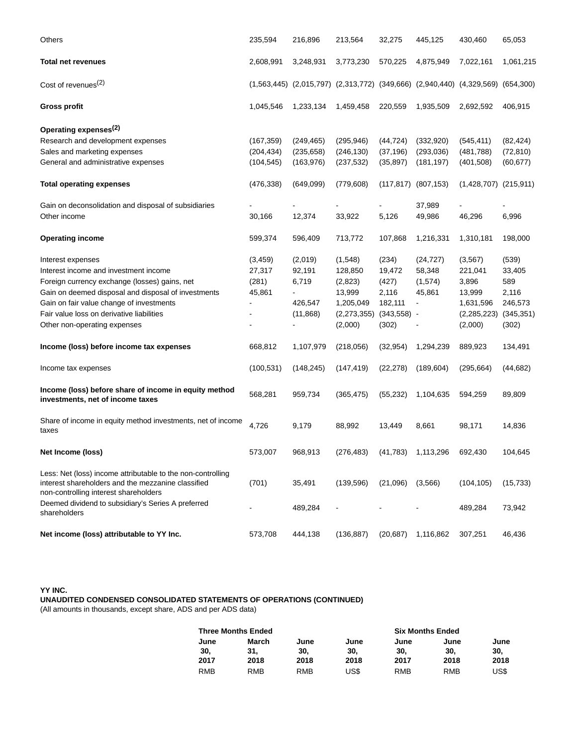| | | | | | | | |
|---|---|---|---|---|---|---|---|
| Others | 235,594 | 216,896 | 213,564 | 32,275 | 445,125 | 430,460 | 65,053 |
| **Total net revenues** | 2,608,991 | 3,248,931 | 3,773,230 | 570,225 | 4,875,949 | 7,022,161 | 1,061,215 |
| Cost of revenues(2) | (1,563,445) | (2,015,797) | (2,313,772) | (349,666) | (2,940,440) | (4,329,569) | (654,300) |
| **Gross profit** | 1,045,546 | 1,233,134 | 1,459,458 | 220,559 | 1,935,509 | 2,692,592 | 406,915 |
| **Operating expenses(2)** | | | | | | | |
| Research and development expenses | (167,359) | (249,465) | (295,946) | (44,724) | (332,920) | (545,411) | (82,424) |
| Sales and marketing expenses | (204,434) | (235,658) | (246,130) | (37,196) | (293,036) | (481,788) | (72,810) |
| General and administrative expenses | (104,545) | (163,976) | (237,532) | (35,897) | (181,197) | (401,508) | (60,677) |
| **Total operating expenses** | (476,338) | (649,099) | (779,608) | (117,817) | (807,153) | (1,428,707) | (215,911) |
| Gain on deconsolidation and disposal of subsidiaries | - | - | - | - | 37,989 | - | - |
| Other income | 30,166 | 12,374 | 33,922 | 5,126 | 49,986 | 46,296 | 6,996 |
| **Operating income** | 599,374 | 596,409 | 713,772 | 107,868 | 1,216,331 | 1,310,181 | 198,000 |
| Interest expenses | (3,459) | (2,019) | (1,548) | (234) | (24,727) | (3,567) | (539) |
| Interest income and investment income | 27,317 | 92,191 | 128,850 | 19,472 | 58,348 | 221,041 | 33,405 |
| Foreign currency exchange (losses) gains, net | (281) | 6,719 | (2,823) | (427) | (1,574) | 3,896 | 589 |
| Gain on deemed disposal and disposal of investments | 45,861 | - | 13,999 | 2,116 | 45,861 | 13,999 | 2,116 |
| Gain on fair value change of investments | - | 426,547 | 1,205,049 | 182,111 | - | 1,631,596 | 246,573 |
| Fair value loss on derivative liabilities | - | (11,868) | (2,273,355) | (343,558) | - | (2,285,223) | (345,351) |
| Other non-operating expenses | - | - | (2,000) | (302) | - | (2,000) | (302) |
| **Income (loss) before income tax expenses** | 668,812 | 1,107,979 | (218,056) | (32,954) | 1,294,239 | 889,923 | 134,491 |
| Income tax expenses | (100,531) | (148,245) | (147,419) | (22,278) | (189,604) | (295,664) | (44,682) |
| **Income (loss) before share of income in equity method investments, net of income taxes** | 568,281 | 959,734 | (365,475) | (55,232) | 1,104,635 | 594,259 | 89,809 |
| Share of income in equity method investments, net of income taxes | 4,726 | 9,179 | 88,992 | 13,449 | 8,661 | 98,171 | 14,836 |
| **Net Income (loss)** | 573,007 | 968,913 | (276,483) | (41,783) | 1,113,296 | 692,430 | 104,645 |
| Less: Net (loss) income attributable to the non-controlling interest shareholders and the mezzanine classified non-controlling interest shareholders | (701) | 35,491 | (139,596) | (21,096) | (3,566) | (104,105) | (15,733) |
| Deemed dividend to subsidiary's Series A preferred shareholders | - | 489,284 | - | - | - | 489,284 | 73,942 |
| **Net income (loss) attributable to YY Inc.** | 573,708 | 444,138 | (136,887) | (20,687) | 1,116,862 | 307,251 | 46,436 |

**YY INC.**
**UNAUDITED CONDENSED CONSOLIDATED STATEMENTS OF OPERATIONS (CONTINUED)**
(All amounts in thousands, except share, ADS and per ADS data)

| | Three Months Ended | | | | Six Months Ended | | |
|---|---|---|---|---|---|---|---|
| | **June 30, 2017** | **March 31, 2018** | **June 30, 2018** | **June 30, 2018** | **June 30, 2017** | **June 30, 2018** | **June 30, 2018** |
| | RMB | RMB | RMB | US$ | RMB | RMB | US$ |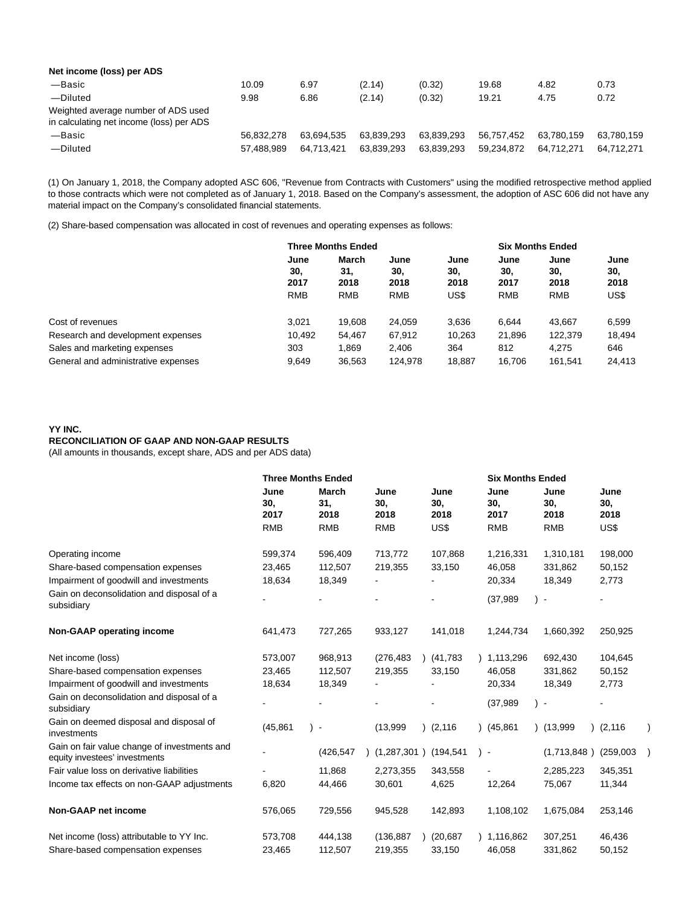| | | | | | | | |
|---|---|---|---|---|---|---|---|
| **Net income (loss) per ADS** | | | | | | | |
| —Basic | 10.09 | 6.97 | (2.14) | (0.32) | 19.68 | 4.82 | 0.73 |
| —Diluted | 9.98 | 6.86 | (2.14) | (0.32) | 19.21 | 4.75 | 0.72 |
| Weighted average number of ADS used in calculating net income (loss) per ADS | | | | | | | |
| —Basic | 56,832,278 | 63,694,535 | 63,839,293 | 63,839,293 | 56,757,452 | 63,780,159 | 63,780,159 |
| —Diluted | 57,488,989 | 64,713,421 | 63,839,293 | 63,839,293 | 59,234,872 | 64,712,271 | 64,712,271 |

(1) On January 1, 2018, the Company adopted ASC 606, "Revenue from Contracts with Customers" using the modified retrospective method applied to those contracts which were not completed as of January 1, 2018. Based on the Company's assessment, the adoption of ASC 606 did not have any material impact on the Company's consolidated financial statements.

(2) Share-based compensation was allocated in cost of revenues and operating expenses as follows:

| | Three Months Ended | | | | Six Months Ended | | |
|---|---|---|---|---|---|---|---|
| | June 30, 2017 | March 31, 2018 | June 30, 2018 | June 30, 2018 | June 30, 2017 | June 30, 2018 | June 30, 2018 |
| | RMB | RMB | RMB | US$ | RMB | RMB | US$ |
| Cost of revenues | 3,021 | 19,608 | 24,059 | 3,636 | 6,644 | 43,667 | 6,599 |
| Research and development expenses | 10,492 | 54,467 | 67,912 | 10,263 | 21,896 | 122,379 | 18,494 |
| Sales and marketing expenses | 303 | 1,869 | 2,406 | 364 | 812 | 4,275 | 646 |
| General and administrative expenses | 9,649 | 36,563 | 124,978 | 18,887 | 16,706 | 161,541 | 24,413 |

**YY INC.**
**RECONCILIATION OF GAAP AND NON-GAAP RESULTS**
(All amounts in thousands, except share, ADS and per ADS data)

| | Three Months Ended | | | | Six Months Ended | | |
|---|---|---|---|---|---|---|---|
| | June 30, 2017 | March 31, 2018 | June 30, 2018 | June 30, 2018 | June 30, 2017 | June 30, 2018 | June 30, 2018 |
| | RMB | RMB | RMB | US$ | RMB | RMB | US$ |
| Operating income | 599,374 | 596,409 | 713,772 | 107,868 | 1,216,331 | 1,310,181 | 198,000 |
| Share-based compensation expenses | 23,465 | 112,507 | 219,355 | 33,150 | 46,058 | 331,862 | 50,152 |
| Impairment of goodwill and investments | 18,634 | 18,349 | - | - | 20,334 | 18,349 | 2,773 |
| Gain on deconsolidation and disposal of a subsidiary | - | - | - | - | (37,989) | - | - |
| **Non-GAAP operating income** | 641,473 | 727,265 | 933,127 | 141,018 | 1,244,734 | 1,660,392 | 250,925 |
| Net income (loss) | 573,007 | 968,913 | (276,483) | (41,783) | 1,113,296 | 692,430 | 104,645 |
| Share-based compensation expenses | 23,465 | 112,507 | 219,355 | 33,150 | 46,058 | 331,862 | 50,152 |
| Impairment of goodwill and investments | 18,634 | 18,349 | - | - | 20,334 | 18,349 | 2,773 |
| Gain on deconsolidation and disposal of a subsidiary | - | - | - | - | (37,989) | - | - |
| Gain on deemed disposal and disposal of investments | (45,861) | - | (13,999) | (2,116) | (45,861) | (13,999) | (2,116) |
| Gain on fair value change of investments and equity investees' investments | - | (426,547) | (1,287,301) | (194,541) | - | (1,713,848) | (259,003) |
| Fair value loss on derivative liabilities | - | 11,868 | 2,273,355 | 343,558 | - | 2,285,223 | 345,351 |
| Income tax effects on non-GAAP adjustments | 6,820 | 44,466 | 30,601 | 4,625 | 12,264 | 75,067 | 11,344 |
| **Non-GAAP net income** | 576,065 | 729,556 | 945,528 | 142,893 | 1,108,102 | 1,675,084 | 253,146 |
| Net income (loss) attributable to YY Inc. | 573,708 | 444,138 | (136,887) | (20,687) | 1,116,862 | 307,251 | 46,436 |
| Share-based compensation expenses | 23,465 | 112,507 | 219,355 | 33,150 | 46,058 | 331,862 | 50,152 |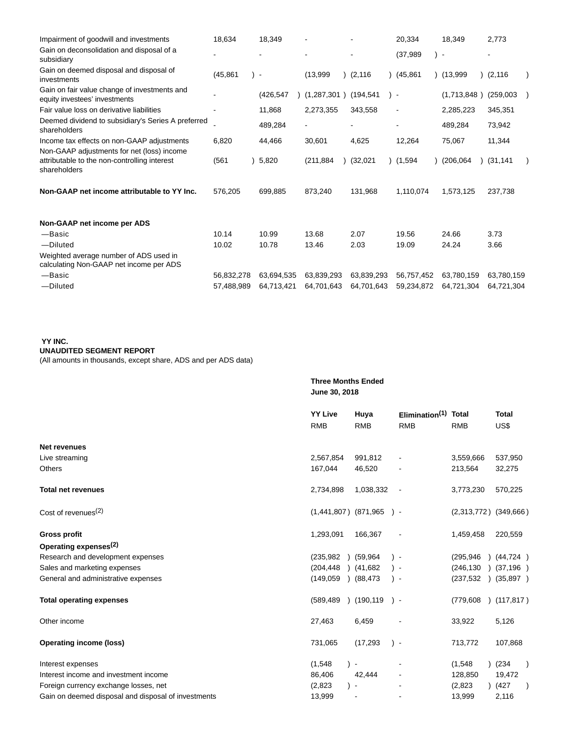| | | | | | | | |
|---|---|---|---|---|---|---|---|
| Impairment of goodwill and investments | 18,634 | 18,349 | - | - | 20,334 | 18,349 | 2,773 |
| Gain on deconsolidation and disposal of a subsidiary | - | - | - | - | (37,989) | - | - |
| Gain on deemed disposal and disposal of investments | (45,861) | - | (13,999) | (2,116) | (45,861) | (13,999) | (2,116) |
| Gain on fair value change of investments and equity investees' investments | - | (426,547) | (1,287,301) | (194,541) | - | (1,713,848) | (259,003) |
| Fair value loss on derivative liabilities | - | 11,868 | 2,273,355 | 343,558 | - | 2,285,223 | 345,351 |
| Deemed dividend to subsidiary's Series A preferred shareholders | - | 489,284 | - | - | - | 489,284 | 73,942 |
| Income tax effects on non-GAAP adjustments | 6,820 | 44,466 | 30,601 | 4,625 | 12,264 | 75,067 | 11,344 |
| Non-GAAP adjustments for net (loss) income attributable to the non-controlling interest shareholders | (561) | 5,820 | (211,884) | (32,021) | (1,594) | (206,064) | (31,141) |
| **Non-GAAP net income attributable to YY Inc.** | 576,205 | 699,885 | 873,240 | 131,968 | 1,110,074 | 1,573,125 | 237,738 |
| **Non-GAAP net income per ADS** | | | | | | | |
| —Basic | 10.14 | 10.99 | 13.68 | 2.07 | 19.56 | 24.66 | 3.73 |
| —Diluted | 10.02 | 10.78 | 13.46 | 2.03 | 19.09 | 24.24 | 3.66 |
| Weighted average number of ADS used in calculating Non-GAAP net income per ADS | | | | | | | |
| —Basic | 56,832,278 | 63,694,535 | 63,839,293 | 63,839,293 | 56,757,452 | 63,780,159 | 63,780,159 |
| —Diluted | 57,488,989 | 64,713,421 | 64,701,643 | 64,701,643 | 59,234,872 | 64,721,304 | 64,721,304 |

**YY INC.**
**UNAUDITED SEGMENT REPORT**
(All amounts in thousands, except share, ADS and per ADS data)

| | Three Months Ended June 30, 2018 | | | | |
|---|---|---|---|---|---|
| | **YY Live** | **Huya** | **Elimination[(1)]** | **Total** | **Total** |
| | RMB | RMB | RMB | RMB | US$ |
| **Net revenues** | | | | | |
| Live streaming | 2,567,854 | 991,812 | - | 3,559,666 | 537,950 |
| Others | 167,044 | 46,520 | - | 213,564 | 32,275 |
| **Total net revenues** | 2,734,898 | 1,038,332 | - | 3,773,230 | 570,225 |
| Cost of revenues[(2)] | (1,441,807) | (871,965) | - | (2,313,772) | (349,666) |
| **Gross profit** | 1,293,091 | 166,367 | - | 1,459,458 | 220,559 |
| **Operating expenses[(2)]** | | | | | |
| Research and development expenses | (235,982) | (59,964) | - | (295,946) | (44,724) |
| Sales and marketing expenses | (204,448) | (41,682) | - | (246,130) | (37,196) |
| General and administrative expenses | (149,059) | (88,473) | - | (237,532) | (35,897) |
| **Total operating expenses** | (589,489) | (190,119) | - | (779,608) | (117,817) |
| Other income | 27,463 | 6,459 | - | 33,922 | 5,126 |
| **Operating income (loss)** | 731,065 | (17,293) | - | 713,772 | 107,868 |
| Interest expenses | (1,548) | - | - | (1,548) | (234) |
| Interest income and investment income | 86,406 | 42,444 | - | 128,850 | 19,472 |
| Foreign currency exchange losses, net | (2,823) | - | - | (2,823) | (427) |
| Gain on deemed disposal and disposal of investments | 13,999 | - | - | 13,999 | 2,116 |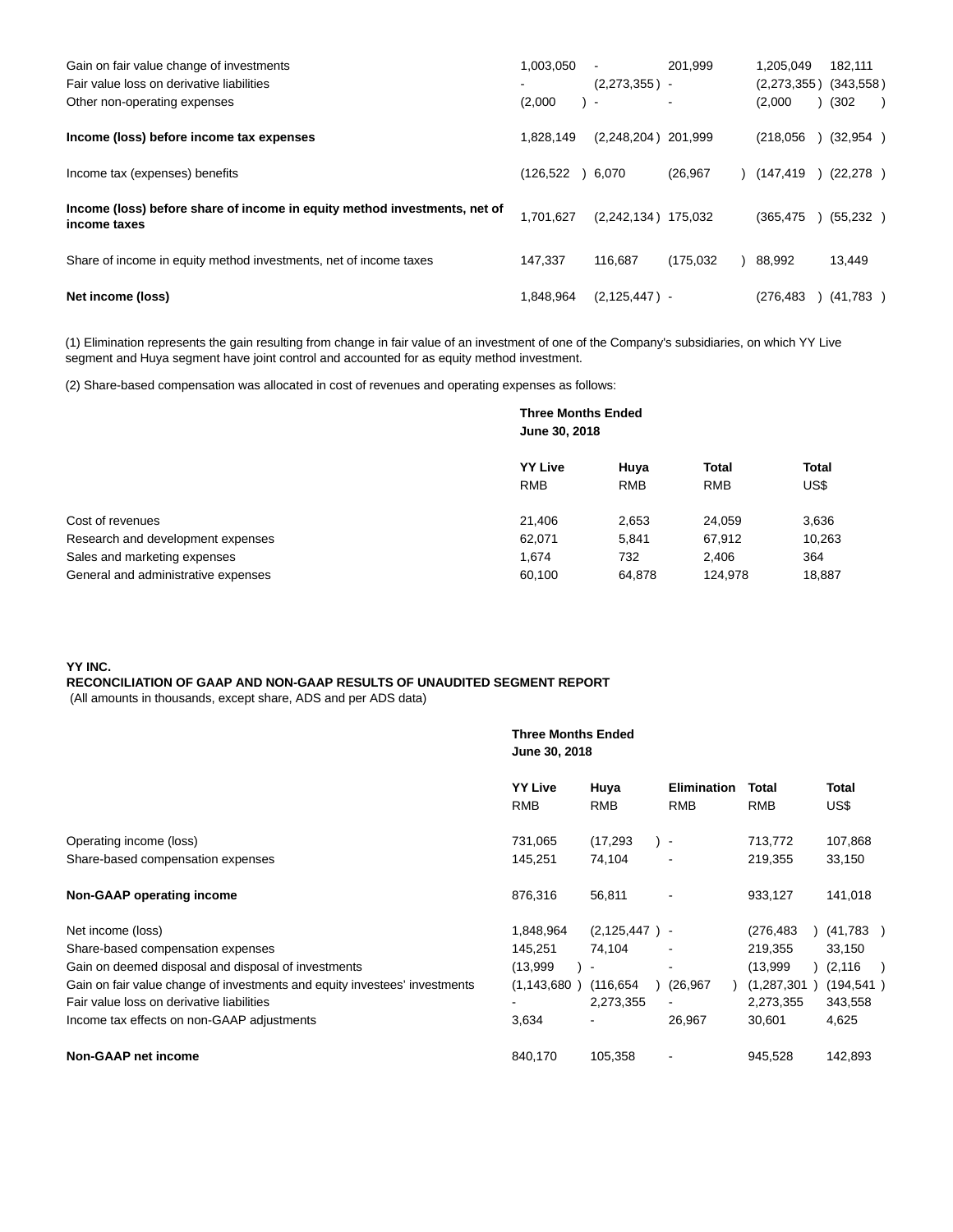| | | | | | |
|---|---|---|---|---|---|
| Gain on fair value change of investments | 1,003,050 | - | 201,999 | 1,205,049 | 182,111 |
| Fair value loss on derivative liabilities | - | (2,273,355) | - | (2,273,355) | (343,558) |
| Other non-operating expenses | (2,000) | - | - | (2,000) | (302) |
| **Income (loss) before income tax expenses** | 1,828,149 | (2,248,204) | 201,999 | (218,056) | (32,954) |
| Income tax (expenses) benefits | (126,522) | 6,070 | (26,967) | (147,419) | (22,278) |
| **Income (loss) before share of income in equity method investments, net of income taxes** | 1,701,627 | (2,242,134) | 175,032 | (365,475) | (55,232) |
| Share of income in equity method investments, net of income taxes | 147,337 | 116,687 | (175,032) | 88,992 | 13,449 |
| **Net income (loss)** | 1,848,964 | (2,125,447) | - | (276,483) | (41,783) |

(1) Elimination represents the gain resulting from change in fair value of an investment of one of the Company's subsidiaries, on which YY Live segment and Huya segment have joint control and accounted for as equity method investment.

(2) Share-based compensation was allocated in cost of revenues and operating expenses as follows:

| | **Three Months Ended June 30, 2018** | | | |
|---|---|---|---|---|
| | **YY Live** RMB | **Huya** RMB | **Total** RMB | **Total** US$ |
| Cost of revenues | 21,406 | 2,653 | 24,059 | 3,636 |
| Research and development expenses | 62,071 | 5,841 | 67,912 | 10,263 |
| Sales and marketing expenses | 1,674 | 732 | 2,406 | 364 |
| General and administrative expenses | 60,100 | 64,878 | 124,978 | 18,887 |

**YY INC.**
**RECONCILIATION OF GAAP AND NON-GAAP RESULTS OF UNAUDITED SEGMENT REPORT**
(All amounts in thousands, except share, ADS and per ADS data)

| | **Three Months Ended June 30, 2018** | | | | |
|---|---|---|---|---|---|
| | **YY Live** RMB | **Huya** RMB | **Elimination** RMB | **Total** RMB | **Total** US$ |
| Operating income (loss) | 731,065 | (17,293) | - | 713,772 | 107,868 |
| Share-based compensation expenses | 145,251 | 74,104 | - | 219,355 | 33,150 |
| **Non-GAAP operating income** | 876,316 | 56,811 | - | 933,127 | 141,018 |
| Net income (loss) | 1,848,964 | (2,125,447) | - | (276,483) | (41,783) |
| Share-based compensation expenses | 145,251 | 74,104 | - | 219,355 | 33,150 |
| Gain on deemed disposal and disposal of investments | (13,999) | - | - | (13,999) | (2,116) |
| Gain on fair value change of investments and equity investees' investments | (1,143,680) | (116,654) | (26,967) | (1,287,301) | (194,541) |
| Fair value loss on derivative liabilities | - | 2,273,355 | - | 2,273,355 | 343,558 |
| Income tax effects on non-GAAP adjustments | 3,634 | - | 26,967 | 30,601 | 4,625 |
| **Non-GAAP net income** | 840,170 | 105,358 | - | 945,528 | 142,893 |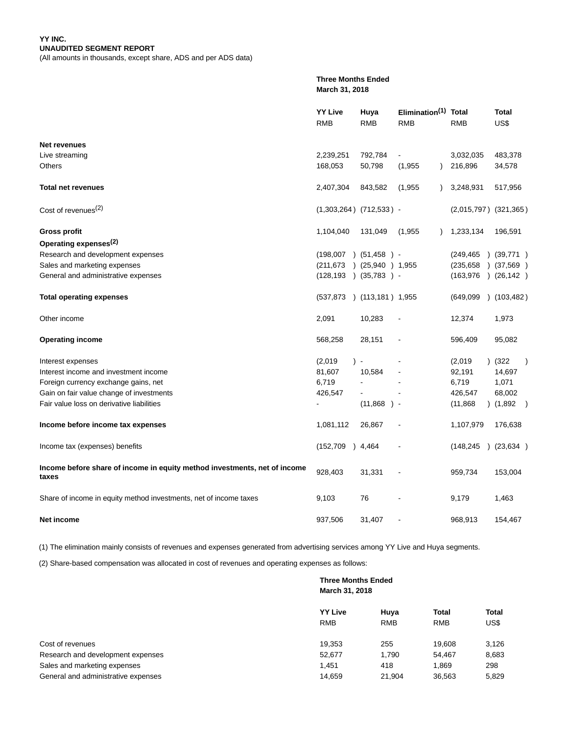**YY INC.**
**UNAUDITED SEGMENT REPORT**
(All amounts in thousands, except share, ADS and per ADS data)

| | Three Months Ended March 31, 2018 | | | | |
|---|---|---|---|---|---|
| | **YY Live** | **Huya** | **Elimination[1]** | **Total** | **Total** |
| | RMB | RMB | RMB | RMB | US$ |
| **Net revenues** | | | | | |
| Live streaming | 2,239,251 | 792,784 | - | 3,032,035 | 483,378 |
| Others | 168,053 | 50,798 | (1,955) | 216,896 | 34,578 |
| **Total net revenues** | 2,407,304 | 843,582 | (1,955) | 3,248,931 | 517,956 |
| Cost of revenues[2] | (1,303,264) | (712,533) | - | (2,015,797) | (321,365) |
| **Gross profit** | 1,104,040 | 131,049 | (1,955) | 1,233,134 | 196,591 |
| **Operating expenses[2]** | | | | | |
| Research and development expenses | (198,007) | (51,458) | - | (249,465) | (39,771) |
| Sales and marketing expenses | (211,673) | (25,940) | 1,955 | (235,658) | (37,569) |
| General and administrative expenses | (128,193) | (35,783) | - | (163,976) | (26,142) |
| **Total operating expenses** | (537,873) | (113,181) | 1,955 | (649,099) | (103,482) |
| Other income | 2,091 | 10,283 | - | 12,374 | 1,973 |
| **Operating income** | 568,258 | 28,151 | - | 596,409 | 95,082 |
| Interest expenses | (2,019) | - | - | (2,019) | (322) |
| Interest income and investment income | 81,607 | 10,584 | - | 92,191 | 14,697 |
| Foreign currency exchange gains, net | 6,719 | - | - | 6,719 | 1,071 |
| Gain on fair value change of investments | 426,547 | - | - | 426,547 | 68,002 |
| Fair value loss on derivative liabilities | - | (11,868) | - | (11,868) | (1,892) |
| **Income before income tax expenses** | 1,081,112 | 26,867 | - | 1,107,979 | 176,638 |
| Income tax (expenses) benefits | (152,709) | 4,464 | - | (148,245) | (23,634) |
| **Income before share of income in equity method investments, net of income taxes** | 928,403 | 31,331 | - | 959,734 | 153,004 |
| Share of income in equity method investments, net of income taxes | 9,103 | 76 | - | 9,179 | 1,463 |
| **Net income** | 937,506 | 31,407 | - | 968,913 | 154,467 |

(1) The elimination mainly consists of revenues and expenses generated from advertising services among YY Live and Huya segments.

(2) Share-based compensation was allocated in cost of revenues and operating expenses as follows:

| | Three Months Ended March 31, 2018 | | | |
|---|---|---|---|---|
| | **YY Live** | **Huya** | **Total** | **Total** |
| | RMB | RMB | RMB | US$ |
| Cost of revenues | 19,353 | 255 | 19,608 | 3,126 |
| Research and development expenses | 52,677 | 1,790 | 54,467 | 8,683 |
| Sales and marketing expenses | 1,451 | 418 | 1,869 | 298 |
| General and administrative expenses | 14,659 | 21,904 | 36,563 | 5,829 |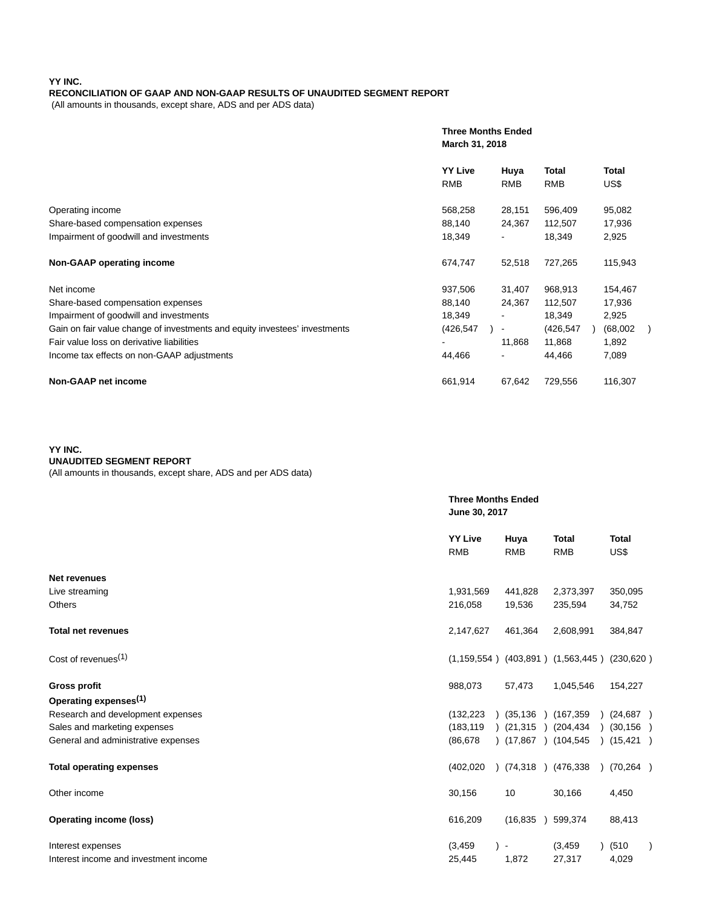**YY INC.**
**RECONCILIATION OF GAAP AND NON-GAAP RESULTS OF UNAUDITED SEGMENT REPORT**
(All amounts in thousands, except share, ADS and per ADS data)

| | Three Months Ended March 31, 2018 | | | |
|---|---|---|---|---|
| | **YY Live** RMB | **Huya** RMB | **Total** RMB | **Total** US$ |
| Operating income | 568,258 | 28,151 | 596,409 | 95,082 |
| Share-based compensation expenses | 88,140 | 24,367 | 112,507 | 17,936 |
| Impairment of goodwill and investments | 18,349 | - | 18,349 | 2,925 |
| **Non-GAAP operating income** | 674,747 | 52,518 | 727,265 | 115,943 |
| Net income | 937,506 | 31,407 | 968,913 | 154,467 |
| Share-based compensation expenses | 88,140 | 24,367 | 112,507 | 17,936 |
| Impairment of goodwill and investments | 18,349 | - | 18,349 | 2,925 |
| Gain on fair value change of investments and equity investees' investments | (426,547) | - | (426,547) | (68,002) |
| Fair value loss on derivative liabilities | - | 11,868 | 11,868 | 1,892 |
| Income tax effects on non-GAAP adjustments | 44,466 | - | 44,466 | 7,089 |
| **Non-GAAP net income** | 661,914 | 67,642 | 729,556 | 116,307 |

**YY INC.**
**UNAUDITED SEGMENT REPORT**
(All amounts in thousands, except share, ADS and per ADS data)

| | Three Months Ended June 30, 2017 | | | |
|---|---|---|---|---|
| | **YY Live** RMB | **Huya** RMB | **Total** RMB | **Total** US$ |
| **Net revenues** | | | | |
| Live streaming | 1,931,569 | 441,828 | 2,373,397 | 350,095 |
| Others | 216,058 | 19,536 | 235,594 | 34,752 |
| **Total net revenues** | 2,147,627 | 461,364 | 2,608,991 | 384,847 |
| Cost of revenues(1) | (1,159,554) | (403,891) | (1,563,445) | (230,620) |
| **Gross profit** | 988,073 | 57,473 | 1,045,546 | 154,227 |
| **Operating expenses(1)** | | | | |
| Research and development expenses | (132,223) | (35,136) | (167,359) | (24,687) |
| Sales and marketing expenses | (183,119) | (21,315) | (204,434) | (30,156) |
| General and administrative expenses | (86,678) | (17,867) | (104,545) | (15,421) |
| **Total operating expenses** | (402,020) | (74,318) | (476,338) | (70,264) |
| Other income | 30,156 | 10 | 30,166 | 4,450 |
| **Operating income (loss)** | 616,209 | (16,835) | 599,374 | 88,413 |
| Interest expenses | (3,459) | - | (3,459) | (510) |
| Interest income and investment income | 25,445 | 1,872 | 27,317 | 4,029 |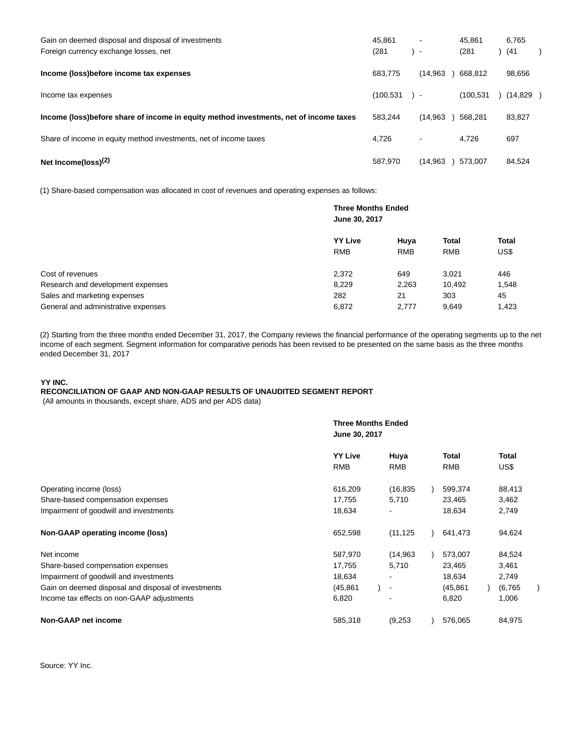| | | | | |
|---|---|---|---|---|
| Gain on deemed disposal and disposal of investments | 45,861 | - | 45,861 | 6,765 |
| Foreign currency exchange losses, net | (281) | - | (281) | (41) |
| **Income (loss)before income tax expenses** | 683,775 | (14,963) | 668,812 | 98,656 |
| Income tax expenses | (100,531) | - | (100,531) | (14,829) |
| **Income (loss)before share of income in equity method investments, net of income taxes** | 583,244 | (14,963) | 568,281 | 83,827 |
| Share of income in equity method investments, net of income taxes | 4,726 | - | 4,726 | 697 |
| **Net Income(loss)(2)** | 587,970 | (14,963) | 573,007 | 84,524 |

(1) Share-based compensation was allocated in cost of revenues and operating expenses as follows:

| | Three Months Ended June 30, 2017 | | | |
|---|---|---|---|---|
| | YY Live RMB | Huya RMB | Total RMB | Total US$ |
| Cost of revenues | 2,372 | 649 | 3,021 | 446 |
| Research and development expenses | 8,229 | 2,263 | 10,492 | 1,548 |
| Sales and marketing expenses | 282 | 21 | 303 | 45 |
| General and administrative expenses | 6,872 | 2,777 | 9,649 | 1,423 |

(2) Starting from the three months ended December 31, 2017, the Company reviews the financial performance of the operating segments up to the net income of each segment. Segment information for comparative periods has been revised to be presented on the same basis as the three months ended December 31, 2017

**YY INC.**
**RECONCILIATION OF GAAP AND NON-GAAP RESULTS OF UNAUDITED SEGMENT REPORT**
(All amounts in thousands, except share, ADS and per ADS data)

| | Three Months Ended June 30, 2017 | | | |
|---|---|---|---|---|
| | YY Live RMB | Huya RMB | Total RMB | Total US$ |
| Operating income (loss) | 616,209 | (16,835) | 599,374 | 88,413 |
| Share-based compensation expenses | 17,755 | 5,710 | 23,465 | 3,462 |
| Impairment of goodwill and investments | 18,634 | - | 18,634 | 2,749 |
| **Non-GAAP operating income (loss)** | 652,598 | (11,125) | 641,473 | 94,624 |
| Net income | 587,970 | (14,963) | 573,007 | 84,524 |
| Share-based compensation expenses | 17,755 | 5,710 | 23,465 | 3,461 |
| Impairment of goodwill and investments | 18,634 | - | 18,634 | 2,749 |
| Gain on deemed disposal and disposal of investments | (45,861) | - | (45,861) | (6,765) |
| Income tax effects on non-GAAP adjustments | 6,820 | - | 6,820 | 1,006 |
| **Non-GAAP net income** | 585,318 | (9,253) | 576,065 | 84,975 |

Source: YY Inc.